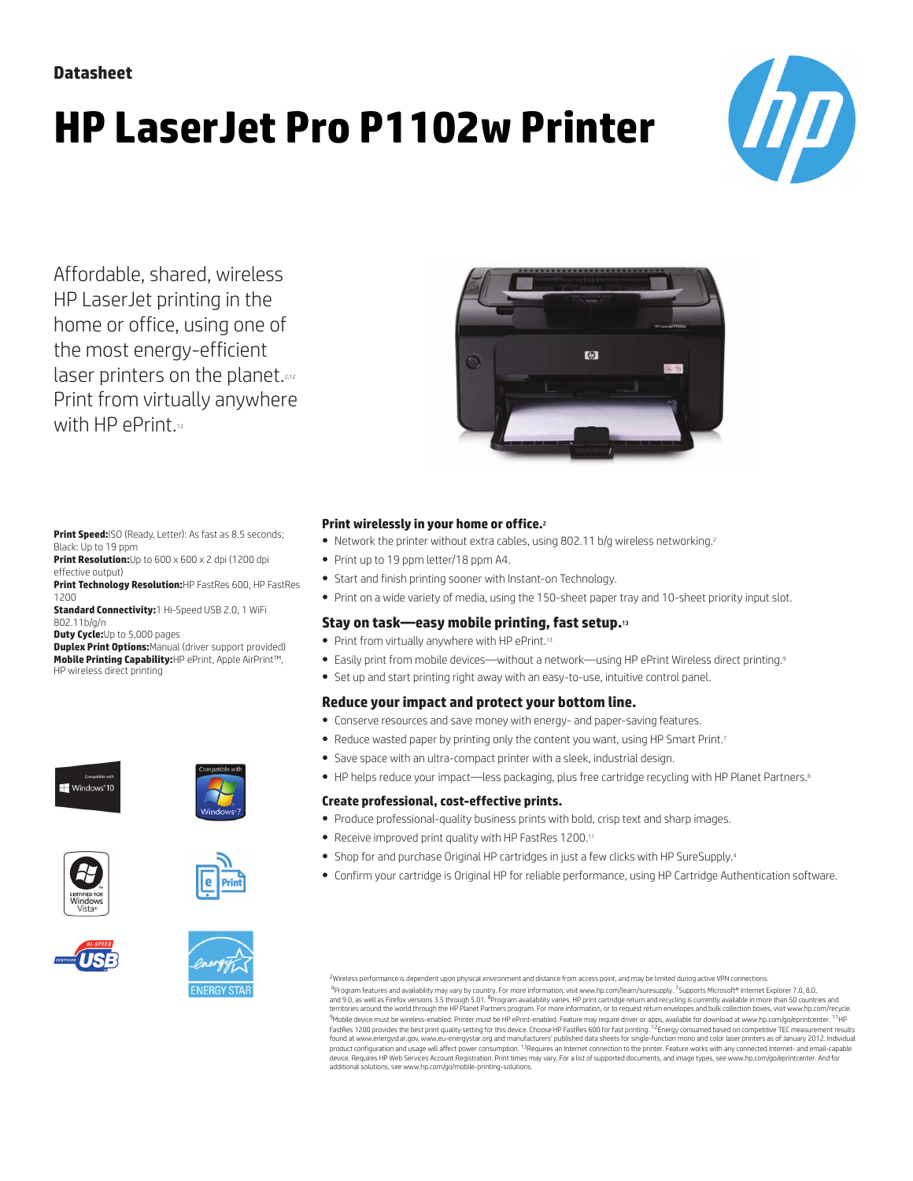Datasheet

# HP LaserJet Pro P1102w Printer

Affordable, shared, wireless HP LaserJet printing in the home or office, using one of the most energy-efficient laser printers on the planet.[2,12] Print from virtually anywhere with HP ePrint.[13]

**Print Speed:** ISO (Ready, Letter): As fast as 8.5 seconds; Black: Up to 19 ppm
**Print Resolution:** Up to 600 x 600 x 2 dpi (1200 dpi effective output)
**Print Technology Resolution:** HP FastRes 600, HP FastRes 1200
**Standard Connectivity:** 1 Hi-Speed USB 2.0, 1 WiFi 802.11b/g/n
**Duty Cycle:** Up to 5,000 pages
**Duplex Print Options:** Manual (driver support provided)
**Mobile Printing Capability:** HP ePrint, Apple AirPrint™, HP wireless direct printing

### Print wirelessly in your home or office.[2]

- Network the printer without extra cables, using 802.11 b/g wireless networking.[2]
- Print up to 19 ppm letter/18 ppm A4.
- Start and finish printing sooner with Instant-on Technology.
- Print on a wide variety of media, using the 150-sheet paper tray and 10-sheet priority input slot.

### Stay on task—easy mobile printing, fast setup.[13]

- Print from virtually anywhere with HP ePrint.[13]
- Easily print from mobile devices—without a network—using HP ePrint Wireless direct printing.[9]
- Set up and start printing right away with an easy-to-use, intuitive control panel.

### Reduce your impact and protect your bottom line.

- Conserve resources and save money with energy- and paper-saving features.
- Reduce wasted paper by printing only the content you want, using HP Smart Print.[7]
- Save space with an ultra-compact printer with a sleek, industrial design.
- HP helps reduce your impact—less packaging, plus free cartridge recycling with HP Planet Partners.[8]

### Create professional, cost-effective prints.

- Produce professional-quality business prints with bold, crisp text and sharp images.
- Receive improved print quality with HP FastRes 1200.[11]
- Shop for and purchase Original HP cartridges in just a few clicks with HP SureSupply.[4]
- Confirm your cartridge is Original HP for reliable performance, using HP Cartridge Authentication software.

[2]Wireless performance is dependent upon physical environment and distance from access point, and may be limited during active VPN connections. [4]Program features and availability may vary by country. For more information, visit www.hp.com/learn/suresupply. [7]Supports Microsoft® Internet Explorer 7.0, 8.0, and 9.0, as well as Firefox versions 3.5 through 5.01. [8]Program availability varies. HP print cartridge return and recycling is currently available in more than 50 countries and territories around the world through the HP Planet Partners program. For more information, or to request return envelopes and bulk collection boxes, visit www.hp.com/recycle. [9]Mobile device must be wireless-enabled. Printer must be HP ePrint-enabled. Feature may require driver or apps, available for download at www.hp.com/go/eprintcenter. [11]HP FastRes 1200 provides the best print quality setting for this device. Choose HP FastRes 600 for fast printing. [12]Energy consumed based on competitive TEC measurement results found at www.energystar.gov, www.eu-energystar.org and manufacturers' published data sheets for single-function mono and color laser printers as of January 2012. Individual product configuration and usage will affect power consumption. [13]Requires an Internet connection to the printer. Feature works with any connected Internet- and email-capable device. Requires HP Web Services Account Registration. Print times may vary. For a list of supported documents, and image types, see www.hp.com/go/eprintcenter. And for additional solutions, see www.hp.com/go/mobile-printing-solutions.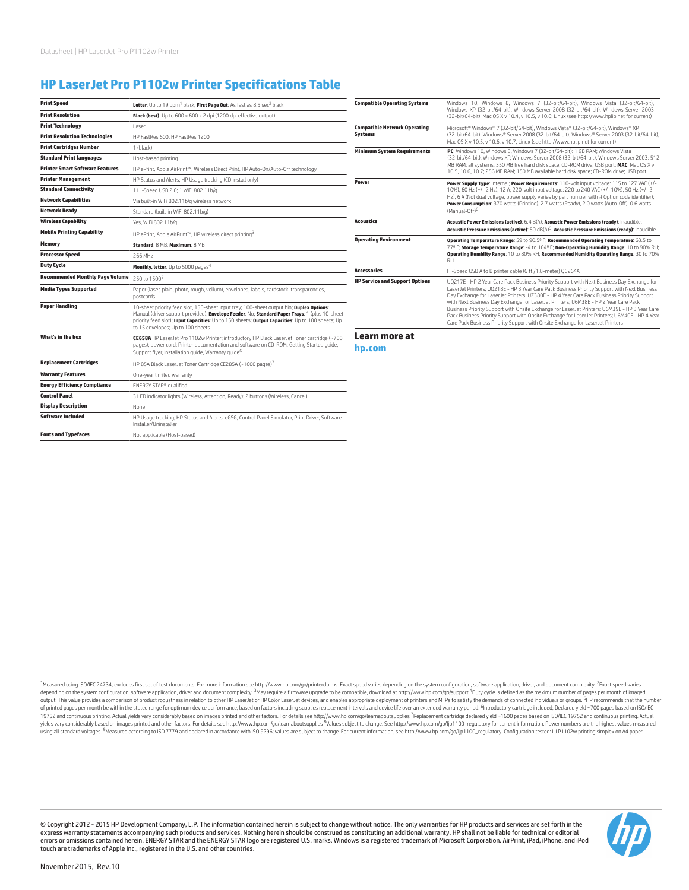# HP LaserJet Pro P1102w Printer Specifications Table

| | |
|---|---|
| **Print Speed** | **Letter**: Up to 19 ppm[1] black; **First Page Out**: As fast as 8.5 sec[2] black |
| **Print Resolution** | **Black (best)**: Up to 600 x 600 x 2 dpi (1200 dpi effective output) |
| **Print Technology** | Laser |
| **Print Resolution Technologies** | HP FastRes 600, HP FastRes 1200 |
| **Print Cartridges Number** | 1 (black) |
| **Standard Print languages** | Host-based printing |
| **Printer Smart Software Features** | HP ePrint, Apple AirPrint™, Wireless Direct Print, HP Auto-On/Auto-Off technology |
| **Printer Management** | HP Status and Alerts; HP Usage tracking (CD install only) |
| **Standard Connectivity** | 1 Hi-Speed USB 2.0; 1 WiFi 802.11b/g |
| **Network Capabilities** | Via built-in WiFi 802.11b/g wireless network |
| **Network Ready** | Standard (built-in WiFi 802.11b/g) |
| **Wireless Capability** | Yes, WiFi 802.11b/g |
| **Mobile Printing Capability** | HP ePrint, Apple AirPrint™, HP wireless direct printing[3] |
| **Memory** | **Standard**: 8 MB; **Maximum**: 8 MB |
| **Processor Speed** | 266 MHz |
| **Duty Cycle** | **Monthly, letter**: Up to 5000 pages[4] |
| **Recommended Monthly Page Volume** | 250 to 1500[5] |
| **Media Types Supported** | Paper (laser, plain, photo, rough, vellum), envelopes, labels, cardstock, transparencies, postcards |
| **Paper Handling** | 10-sheet priority feed slot, 150-sheet input tray; 100-sheet output bin; **Duplex Options**: Manual (driver support provided); **Envelope Feeder**: No; **Standard Paper Trays**: 1 (plus 10-sheet priority feed slot); **Input Capacities**: Up to 150 sheets; **Output Capacities**: Up to 100 sheets; Up to 15 envelopes; Up to 100 sheets |
| **What's in the box** | **CE658A** HP LaserJet Pro 1102w Printer; introductory HP Black LaserJet Toner cartridge (~700 pages); power cord; Printer documentation and software on CD-ROM; Getting Started guide, Support flyer, Installation guide, Warranty guide[6] |
| **Replacement Cartridges** | HP 85A Black LaserJet Toner Cartridge CE285A (~1600 pages)[7] |
| **Warranty Features** | One-year limited warranty |
| **Energy Efficiency Compliance** | ENERGY STAR® qualified |
| **Control Panel** | 3 LED indicator lights (Wireless, Attention, Ready); 2 buttons (Wireless, Cancel) |
| **Display Description** | None |
| **Software Included** | HP Usage tracking, HP Status and Alerts, eGSG, Control Panel Simulator, Print Driver, Software Installer/Uninstaller |
| **Fonts and Typefaces** | Not applicable (Host-based) |
| **Compatible Operating Systems** | Windows 10, Windows 8, Windows 7 (32-bit/64-bit), Windows Vista (32-bit/64-bit), Windows XP (32-bit/64-bit), Windows Server 2008 (32-bit/64-bit), Windows Server 2003 (32-bit/64-bit); Mac OS X v 10.4, v 10.5, v 10.6; Linux (see http://www.hplip.net for current) |
| **Compatible Network Operating Systems** | Microsoft® Windows® 7 (32-bit/64-bit), Windows Vista® (32-bit/64-bit), Windows® XP (32-bit/64-bit), Windows® Server 2008 (32-bit/64-bit), Windows® Server 2003 (32-bit/64-bit), Mac OS X v 10.5, v 10.6, v 10.7, Linux (see http://www.hplip.net for current) |
| **Minimum System Requirements** | **PC**: Windows 10, Windows 8, Windows 7 (32-bit/64-bit): 1 GB RAM; Windows Vista (32-bit/64-bit), Windows XP, Windows Server 2008 (32-bit/64-bit), Windows Server 2003: 512 MB RAM; all systems: 350 MB free hard disk space, CD-ROM drive, USB port; **MAC**: Mac OS X v 10.5, 10.6, 10.7; 256 MB RAM; 150 MB available hard disk space; CD-ROM drive; USB port |
| **Power** | **Power Supply Type**: Internal; **Power Requirements**: 110-volt input voltage: 115 to 127 VAC (+/- 10%), 60 Hz (+/- 2 Hz), 12 A; 220-volt input voltage: 220 to 240 VAC (+/- 10%), 50 Hz (+/- 2 Hz), 6 A (Not dual voltage, power supply varies by part number with # Option code identifier); **Power Consumption**: 370 watts (Printing), 2.7 watts (Ready), 2.0 watts (Auto-Off), 0.6 watts (Manual-Off)[8] |
| **Acoustics** | **Acoustic Power Emissions (active)**: 6.4 B(A); **Acoustic Power Emissions (ready)**: Inaudible; **Acoustic Pressure Emissions (active)**: 50 dB(A)[9]; **Acoustic Pressure Emissions (ready)**: Inaudible |
| **Operating Environment** | **Operating Temperature Range**: 59 to 90.5º F; **Recommended Operating Temperature**: 63.5 to 77º F; **Storage Temperature Range**: -4 to 104º F; **Non-Operating Humidity Range**: 10 to 90% RH; **Operating Humidity Range**: 10 to 80% RH; **Recommended Humidity Operating Range**: 30 to 70% RH |
| **Accessories** | Hi-Speed USB A to B printer cable (6 ft./1.8-meter) Q6264A |
| **HP Service and Support Options** | UQ217E - HP 2 Year Care Pack Business Priority Support with Next Business Day Exchange for LaserJet Printers; UQ218E - HP 3 Year Care Pack Business Priority Support with Next Business Day Exchange for LaserJet Printers; UZ380E - HP 4 Year Care Pack Business Priority Support with Next Business Day Exchange for LaserJet Printers; U6M38E - HP 2 Year Care Pack Business Priority Support with Onsite Exchange for LaserJet Printers; U6M39E - HP 3 Year Care Pack Business Priority Support with Onsite Exchange for LaserJet Printers; U6M40E - HP 4 Year Care Pack Business Priority Support with Onsite Exchange for LaserJet Printers |

**Learn more at**
**hp.com**

[1]Measured using ISO/IEC 24734, excludes first set of test documents. For more information see http://www.hp.com/go/printerclaims. Exact speed varies depending on the system configuration, software application, driver, and document complexity. [2]Exact speed varies depending on the system configuration, software application, driver and document complexity. [3]May require a firmware upgrade to be compatible, download at http://www.hp.com/go/support [4]Duty cycle is defined as the maximum number of pages per month of imaged output. This value provides a comparison of product robustness in relation to other HP LaserJet or HP Color LaserJet devices, and enables appropriate deployment of printers and MFPs to satisfy the demands of connected individuals or groups. [5]HP recommends that the number of printed pages per month be within the stated range for optimum device performance, based on factors including supplies replacement intervals and device life over an extended warranty period. [6]Introductory cartridge included; Declared yield ~700 pages based on ISO/IEC 19752 and continuous printing. Actual yields vary considerably based on images printed and other factors. For details see http://www.hp.com/go/learnaboutsupplies [7]Replacement cartridge declared yield ~1600 pages based on ISO/IEC 19752 and continuous printing. Actual yields vary considerably based on images printed and other factors. For details see http://www.hp.com/go/learnaboutsupplies [8]Values subject to change. See http://www.hp.com/go/ljp1100_regulatory for current information. Power numbers are the highest values measured using all standard voltages. [9]Measured according to ISO 7779 and declared in accordance with ISO 9296; values are subject to change. For current information, see http://www.hp.com/go/ljp1100_regulatory. Configuration tested: LJ P1102w printing simplex on A4 paper.

© Copyright 2012 - 2015 HP Development Company, L.P. The information contained herein is subject to change without notice. The only warranties for HP products and services are set forth in the express warranty statements accompanying such products and services. Nothing herein should be construed as constituting an additional warranty. HP shall not be liable for technical or editorial errors or omissions contained herein. ENERGY STAR and the ENERGY STAR logo are registered U.S. marks. Windows is a registered trademark of Microsoft Corporation. AirPrint, iPad, iPhone, and iPod touch are trademarks of Apple Inc., registered in the U.S. and other countries.

November 2015, Rev.10